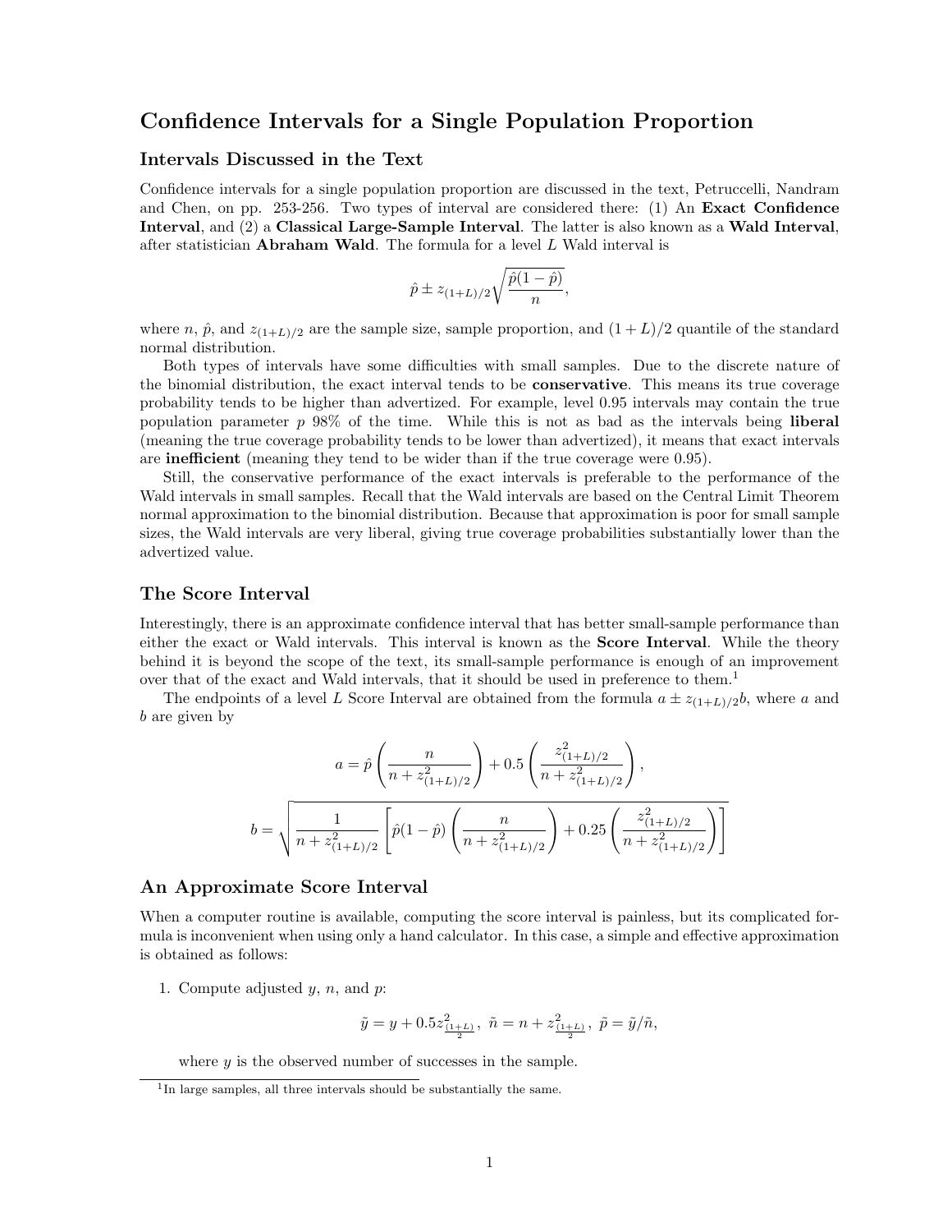# Confidence Intervals for a Single Population Proportion

## Intervals Discussed in the Text

Confidence intervals for a single population proportion are discussed in the text, Petruccelli, Nandram and Chen, on pp. 253-256. Two types of interval are considered there: (1) An **Exact Confidence Interval**, and (2) a **Classical Large-Sample Interval**. The latter is also known as a **Wald Interval**, after statistician **Abraham Wald**. The formula for a level $L$ Wald interval is

$$\hat{p} \pm z_{(1+L)/2}\sqrt{\frac{\hat{p}(1-\hat{p})}{n}},$$

where $n$, $\hat{p}$, and $z_{(1+L)/2}$ are the sample size, sample proportion, and $(1+L)/2$ quantile of the standard normal distribution.

Both types of intervals have some difficulties with small samples. Due to the discrete nature of the binomial distribution, the exact interval tends to be **conservative**. This means its true coverage probability tends to be higher than advertized. For example, level 0.95 intervals may contain the true population parameter $p$ 98% of the time. While this is not as bad as the intervals being **liberal** (meaning the true coverage probability tends to be lower than advertized), it means that exact intervals are **inefficient** (meaning they tend to be wider than if the true coverage were 0.95).

Still, the conservative performance of the exact intervals is preferable to the performance of the Wald intervals in small samples. Recall that the Wald intervals are based on the Central Limit Theorem normal approximation to the binomial distribution. Because that approximation is poor for small sample sizes, the Wald intervals are very liberal, giving true coverage probabilities substantially lower than the advertized value.

## The Score Interval

Interestingly, there is an approximate confidence interval that has better small-sample performance than either the exact or Wald intervals. This interval is known as the **Score Interval**. While the theory behind it is beyond the scope of the text, its small-sample performance is enough of an improvement over that of the exact and Wald intervals, that it should be used in preference to them.[1]

The endpoints of a level $L$ Score Interval are obtained from the formula $a \pm z_{(1+L)/2}b$, where $a$ and $b$ are given by

$$a = \hat{p}\left(\frac{n}{n + z^2_{(1+L)/2}}\right) + 0.5\left(\frac{z^2_{(1+L)/2}}{n + z^2_{(1+L)/2}}\right),$$

$$b = \sqrt{\frac{1}{n + z^2_{(1+L)/2}}\left[\hat{p}(1-\hat{p})\left(\frac{n}{n + z^2_{(1+L)/2}}\right) + 0.25\left(\frac{z^2_{(1+L)/2}}{n + z^2_{(1+L)/2}}\right)\right]}$$

## An Approximate Score Interval

When a computer routine is available, computing the score interval is painless, but its complicated formula is inconvenient when using only a hand calculator. In this case, a simple and effective approximation is obtained as follows:

1. Compute adjusted $y$, $n$, and $p$:

$$\tilde{y} = y + 0.5z^2_{\frac{(1+L)}{2}}, \ \tilde{n} = n + z^2_{\frac{(1+L)}{2}}, \ \tilde{p} = \tilde{y}/\tilde{n},$$

   where $y$ is the observed number of successes in the sample.

[1] In large samples, all three intervals should be substantially the same.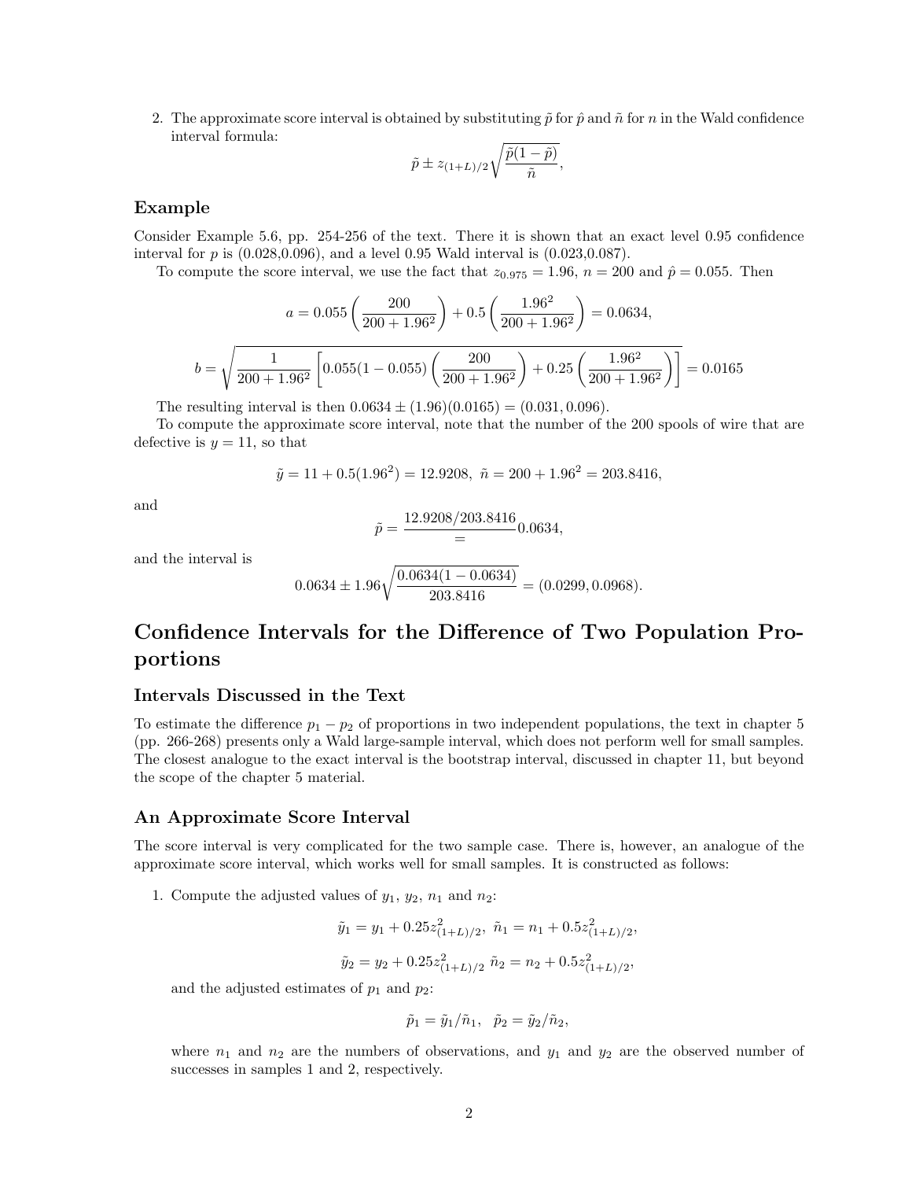2. The approximate score interval is obtained by substituting $\tilde{p}$ for $\hat{p}$ and $\tilde{n}$ for $n$ in the Wald confidence interval formula:

$$\tilde{p} \pm z_{(1+L)/2}\sqrt{\frac{\tilde{p}(1-\tilde{p})}{\tilde{n}}},$$

### Example

Consider Example 5.6, pp. 254-256 of the text. There it is shown that an exact level 0.95 confidence interval for $p$ is (0.028,0.096), and a level 0.95 Wald interval is (0.023,0.087).

To compute the score interval, we use the fact that $z_{0.975} = 1.96$, $n = 200$ and $\hat{p} = 0.055$. Then

$$a = 0.055\left(\frac{200}{200+1.96^2}\right) + 0.5\left(\frac{1.96^2}{200+1.96^2}\right) = 0.0634,$$

$$b = \sqrt{\frac{1}{200+1.96^2}\left[0.055(1-0.055)\left(\frac{200}{200+1.96^2}\right) + 0.25\left(\frac{1.96^2}{200+1.96^2}\right)\right]} = 0.0165$$

The resulting interval is then $0.0634 \pm (1.96)(0.0165) = (0.031, 0.096)$.

To compute the approximate score interval, note that the number of the 200 spools of wire that are defective is $y = 11$, so that

$$\tilde{y} = 11 + 0.5(1.96^2) = 12.9208, \ \tilde{n} = 200 + 1.96^2 = 203.8416,$$

and

$$\tilde{p} = \frac{12.9208/203.8416}{=} 0.0634,$$

and the interval is

$$0.0634 \pm 1.96\sqrt{\frac{0.0634(1-0.0634)}{203.8416}} = (0.0299, 0.0968).$$

## Confidence Intervals for the Difference of Two Population Proportions

### Intervals Discussed in the Text

To estimate the difference $p_1 - p_2$ of proportions in two independent populations, the text in chapter 5 (pp. 266-268) presents only a Wald large-sample interval, which does not perform well for small samples. The closest analogue to the exact interval is the bootstrap interval, discussed in chapter 11, but beyond the scope of the chapter 5 material.

### An Approximate Score Interval

The score interval is very complicated for the two sample case. There is, however, an analogue of the approximate score interval, which works well for small samples. It is constructed as follows:

1. Compute the adjusted values of $y_1$, $y_2$, $n_1$ and $n_2$:

$$\tilde{y}_1 = y_1 + 0.25z^2_{(1+L)/2}, \ \tilde{n}_1 = n_1 + 0.5z^2_{(1+L)/2},$$

$$\tilde{y}_2 = y_2 + 0.25z^2_{(1+L)/2} \ \tilde{n}_2 = n_2 + 0.5z^2_{(1+L)/2},$$

and the adjusted estimates of $p_1$ and $p_2$:

$$\tilde{p}_1 = \tilde{y}_1/\tilde{n}_1, \quad \tilde{p}_2 = \tilde{y}_2/\tilde{n}_2,$$

where $n_1$ and $n_2$ are the numbers of observations, and $y_1$ and $y_2$ are the observed number of successes in samples 1 and 2, respectively.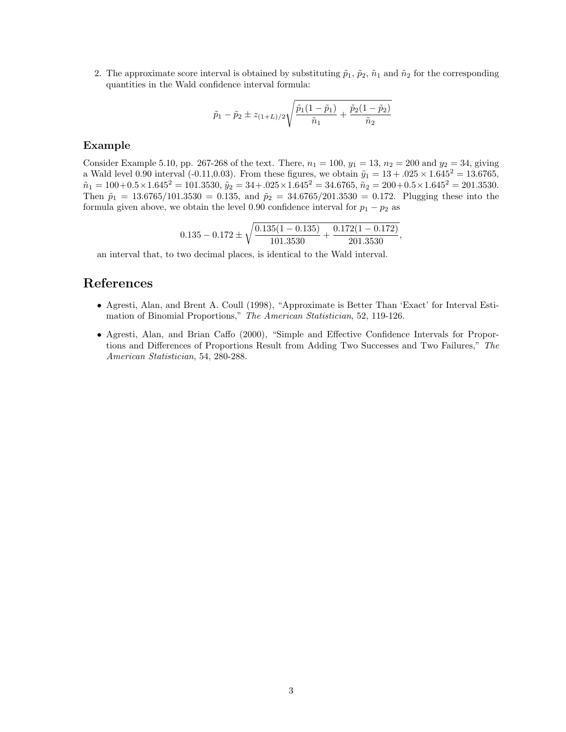2. The approximate score interval is obtained by substituting $\tilde{p}_1$, $\tilde{p}_2$, $\tilde{n}_1$ and $\tilde{n}_2$ for the corresponding quantities in the Wald confidence interval formula:

$$\tilde{p}_1 - \tilde{p}_2 \pm z_{(1+L)/2}\sqrt{\frac{\tilde{p}_1(1-\tilde{p}_1)}{\tilde{n}_1} + \frac{\tilde{p}_2(1-\tilde{p}_2)}{\tilde{n}_2}}$$

## Example

Consider Example 5.10, pp. 267-268 of the text. There, $n_1 = 100$, $y_1 = 13$, $n_2 = 200$ and $y_2 = 34$, giving a Wald level 0.90 interval (-0.11,0.03). From these figures, we obtain $\tilde{y}_1 = 13 + .025 \times 1.645^2 = 13.6765$, $\tilde{n}_1 = 100 + 0.5 \times 1.645^2 = 101.3530$, $\tilde{y}_2 = 34 + .025 \times 1.645^2 = 34.6765$, $\tilde{n}_2 = 200 + 0.5 \times 1.645^2 = 201.3530$. Then $\tilde{p}_1 = 13.6765/101.3530 = 0.135$, and $\tilde{p}_2 = 34.6765/201.3530 = 0.172$. Plugging these into the formula given above, we obtain the level 0.90 confidence interval for $p_1 - p_2$ as

$$0.135 - 0.172 \pm \sqrt{\frac{0.135(1-0.135)}{101.3530} + \frac{0.172(1-0.172)}{201.3530}},$$

an interval that, to two decimal places, is identical to the Wald interval.

# References

- Agresti, Alan, and Brent A. Coull (1998), "Approximate is Better Than 'Exact' for Interval Estimation of Binomial Proportions," *The American Statistician*, 52, 119-126.
- Agresti, Alan, and Brian Caffo (2000), "Simple and Effective Confidence Intervals for Proportions and Differences of Proportions Result from Adding Two Successes and Two Failures," *The American Statistician*, 54, 280-288.